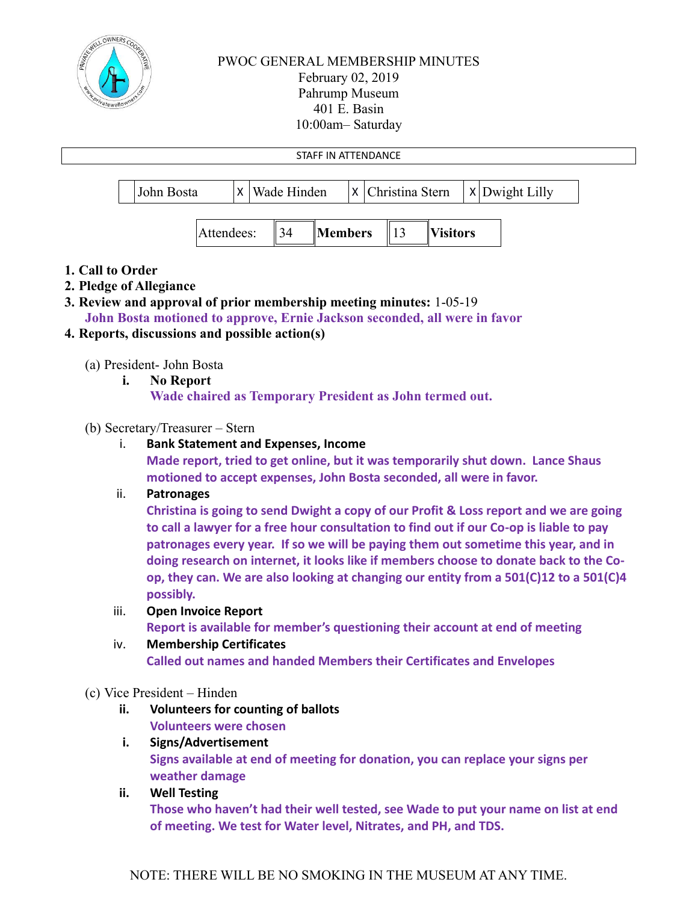# PWOC GENERAL MEMBERSHIP MINUTES

February 02, 2019
Pahrump Museum
401 E. Basin
10:00am– Saturday

| STAFF IN ATTENDANCE | | | | | | | |
|---|---|---|---|---|---|---|---|
| | John Bosta | X | Wade Hinden | X | Christina Stern | X | Dwight Lilly |

| Attendees: | 34 | **Members** | 13 | **Visitors** |
|---|---|---|---|---|

1. **Call to Order**
2. **Pledge of Allegiance**
3. **Review and approval of prior membership meeting minutes:** 1-05-19
   **John Bosta motioned to approve, Ernie Jackson seconded, all were in favor**
4. **Reports, discussions and possible action(s)**

(a) President- John Bosta

i. **No Report**
   **Wade chaired as Temporary President as John termed out.**

(b) Secretary/Treasurer – Stern

i. **Bank Statement and Expenses, Income**
   **Made report, tried to get online, but it was temporarily shut down. Lance Shaus motioned to accept expenses, John Bosta seconded, all were in favor.**

ii. **Patronages**
   **Christina is going to send Dwight a copy of our Profit & Loss report and we are going to call a lawyer for a free hour consultation to find out if our Co-op is liable to pay patronages every year. If so we will be paying them out sometime this year, and in doing research on internet, it looks like if members choose to donate back to the Co-op, they can. We are also looking at changing our entity from a 501(C)12 to a 501(C)4 possibly.**

iii. **Open Invoice Report**
   **Report is available for member's questioning their account at end of meeting**

iv. **Membership Certificates**
   **Called out names and handed Members their Certificates and Envelopes**

(c) Vice President – Hinden

ii. **Volunteers for counting of ballots**
   **Volunteers were chosen**

i. **Signs/Advertisement**
   **Signs available at end of meeting for donation, you can replace your signs per weather damage**

ii. **Well Testing**
   **Those who haven't had their well tested, see Wade to put your name on list at end of meeting. We test for Water level, Nitrates, and PH, and TDS.**

NOTE: THERE WILL BE NO SMOKING IN THE MUSEUM AT ANY TIME.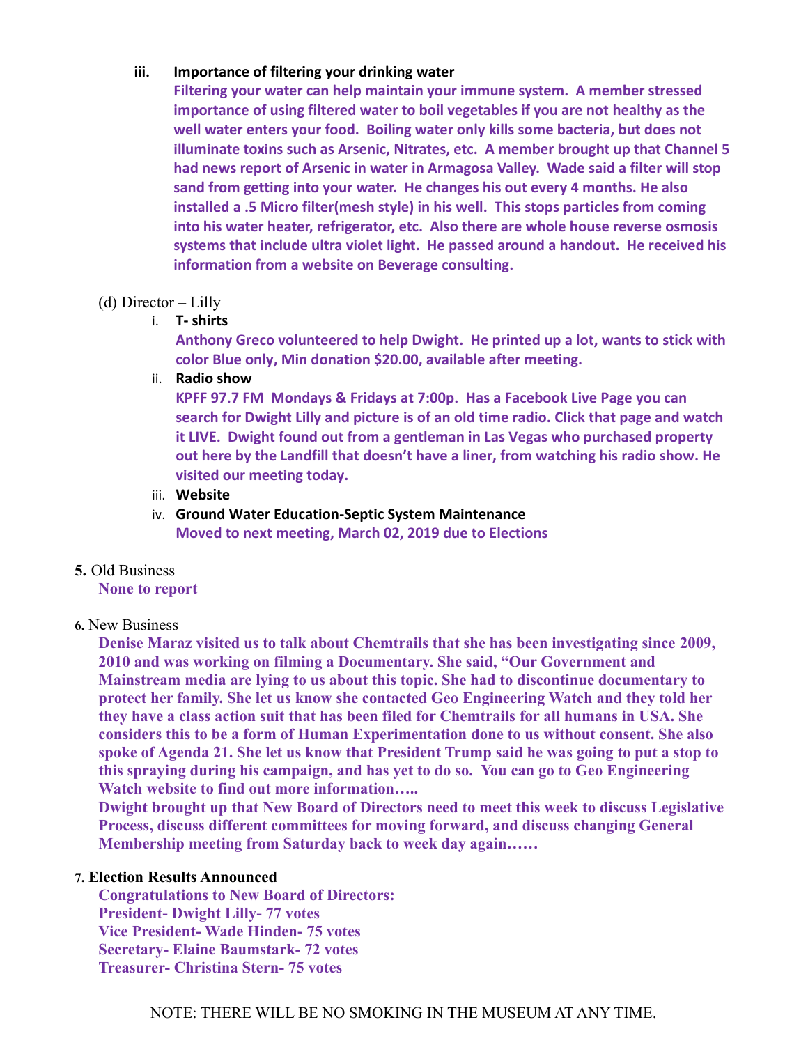iii. **Importance of filtering your drinking water**

**Filtering your water can help maintain your immune system. A member stressed importance of using filtered water to boil vegetables if you are not healthy as the well water enters your food. Boiling water only kills some bacteria, but does not illuminate toxins such as Arsenic, Nitrates, etc. A member brought up that Channel 5 had news report of Arsenic in water in Armagosa Valley. Wade said a filter will stop sand from getting into your water. He changes his out every 4 months. He also installed a .5 Micro filter(mesh style) in his well. This stops particles from coming into his water heater, refrigerator, etc. Also there are whole house reverse osmosis systems that include ultra violet light. He passed around a handout. He received his information from a website on Beverage consulting.**

(d) Director – Lilly

i. **T- shirts**

**Anthony Greco volunteered to help Dwight. He printed up a lot, wants to stick with color Blue only, Min donation $20.00, available after meeting.**

ii. **Radio show**

**KPFF 97.7 FM Mondays & Fridays at 7:00p. Has a Facebook Live Page you can search for Dwight Lilly and picture is of an old time radio. Click that page and watch it LIVE. Dwight found out from a gentleman in Las Vegas who purchased property out here by the Landfill that doesn't have a liner, from watching his radio show. He visited our meeting today.**

iii. **Website**

iv. **Ground Water Education-Septic System Maintenance**

**Moved to next meeting, March 02, 2019 due to Elections**

**5.** Old Business

**None to report**

**6.** New Business

**Denise Maraz visited us to talk about Chemtrails that she has been investigating since 2009, 2010 and was working on filming a Documentary. She said, "Our Government and Mainstream media are lying to us about this topic. She had to discontinue documentary to protect her family. She let us know she contacted Geo Engineering Watch and they told her they have a class action suit that has been filed for Chemtrails for all humans in USA. She considers this to be a form of Human Experimentation done to us without consent. She also spoke of Agenda 21. She let us know that President Trump said he was going to put a stop to this spraying during his campaign, and has yet to do so. You can go to Geo Engineering Watch website to find out more information…..**

**Dwight brought up that New Board of Directors need to meet this week to discuss Legislative Process, discuss different committees for moving forward, and discuss changing General Membership meeting from Saturday back to week day again……**

**7. Election Results Announced**

**Congratulations to New Board of Directors:**
**President- Dwight Lilly- 77 votes**
**Vice President- Wade Hinden- 75 votes**
**Secretary- Elaine Baumstark- 72 votes**
**Treasurer- Christina Stern- 75 votes**

NOTE: THERE WILL BE NO SMOKING IN THE MUSEUM AT ANY TIME.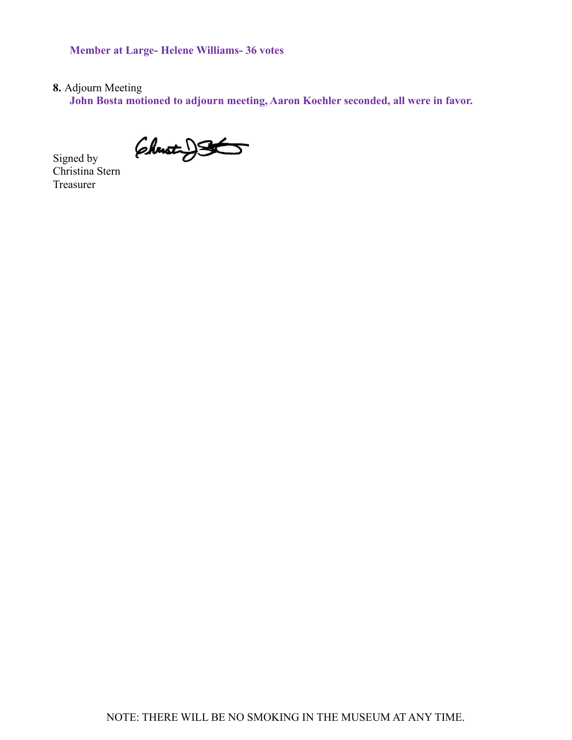**Member at Large- Helene Williams- 36 votes**

**8.** Adjourn Meeting

**John Bosta motioned to adjourn meeting, Aaron Koehler seconded, all were in favor.**

Signed by
Christina Stern
Treasurer

NOTE: THERE WILL BE NO SMOKING IN THE MUSEUM AT ANY TIME.